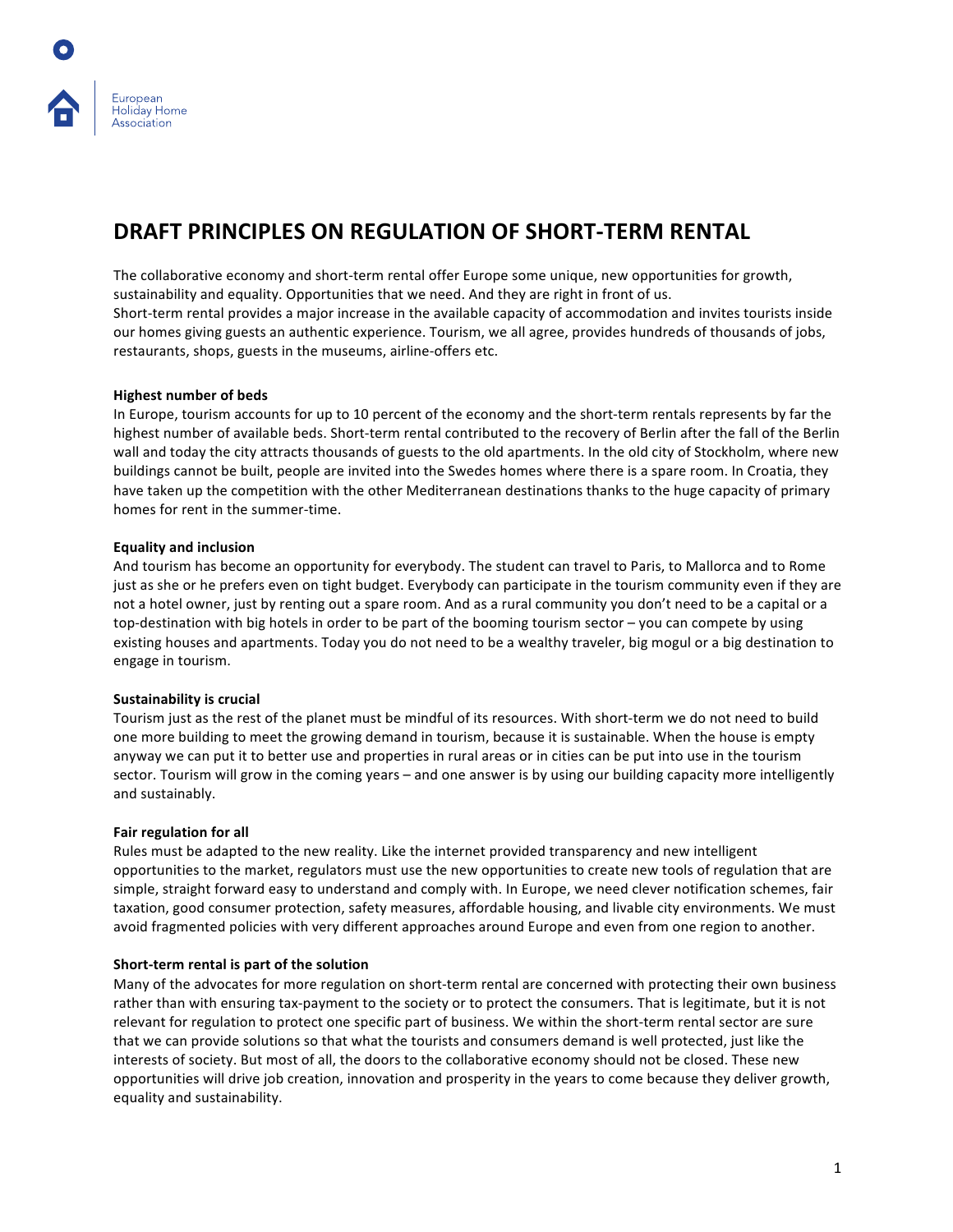European Holiday Home Association

# DRAFT PRINCIPLES ON REGULATION OF SHORT-TERM RENTAL

The collaborative economy and short-term rental offer Europe some unique, new opportunities for growth, sustainability and equality. Opportunities that we need. And they are right in front of us.
Short-term rental provides a major increase in the available capacity of accommodation and invites tourists inside our homes giving guests an authentic experience. Tourism, we all agree, provides hundreds of thousands of jobs, restaurants, shops, guests in the museums, airline-offers etc.

**Highest number of beds**
In Europe, tourism accounts for up to 10 percent of the economy and the short-term rentals represents by far the highest number of available beds. Short-term rental contributed to the recovery of Berlin after the fall of the Berlin wall and today the city attracts thousands of guests to the old apartments. In the old city of Stockholm, where new buildings cannot be built, people are invited into the Swedes homes where there is a spare room. In Croatia, they have taken up the competition with the other Mediterranean destinations thanks to the huge capacity of primary homes for rent in the summer-time.

**Equality and inclusion**
And tourism has become an opportunity for everybody. The student can travel to Paris, to Mallorca and to Rome just as she or he prefers even on tight budget. Everybody can participate in the tourism community even if they are not a hotel owner, just by renting out a spare room. And as a rural community you don't need to be a capital or a top-destination with big hotels in order to be part of the booming tourism sector – you can compete by using existing houses and apartments. Today you do not need to be a wealthy traveler, big mogul or a big destination to engage in tourism.

**Sustainability is crucial**
Tourism just as the rest of the planet must be mindful of its resources. With short-term we do not need to build one more building to meet the growing demand in tourism, because it is sustainable. When the house is empty anyway we can put it to better use and properties in rural areas or in cities can be put into use in the tourism sector. Tourism will grow in the coming years – and one answer is by using our building capacity more intelligently and sustainably.

**Fair regulation for all**
Rules must be adapted to the new reality. Like the internet provided transparency and new intelligent opportunities to the market, regulators must use the new opportunities to create new tools of regulation that are simple, straight forward easy to understand and comply with. In Europe, we need clever notification schemes, fair taxation, good consumer protection, safety measures, affordable housing, and livable city environments. We must avoid fragmented policies with very different approaches around Europe and even from one region to another.

**Short-term rental is part of the solution**
Many of the advocates for more regulation on short-term rental are concerned with protecting their own business rather than with ensuring tax-payment to the society or to protect the consumers. That is legitimate, but it is not relevant for regulation to protect one specific part of business. We within the short-term rental sector are sure that we can provide solutions so that what the tourists and consumers demand is well protected, just like the interests of society. But most of all, the doors to the collaborative economy should not be closed. These new opportunities will drive job creation, innovation and prosperity in the years to come because they deliver growth, equality and sustainability.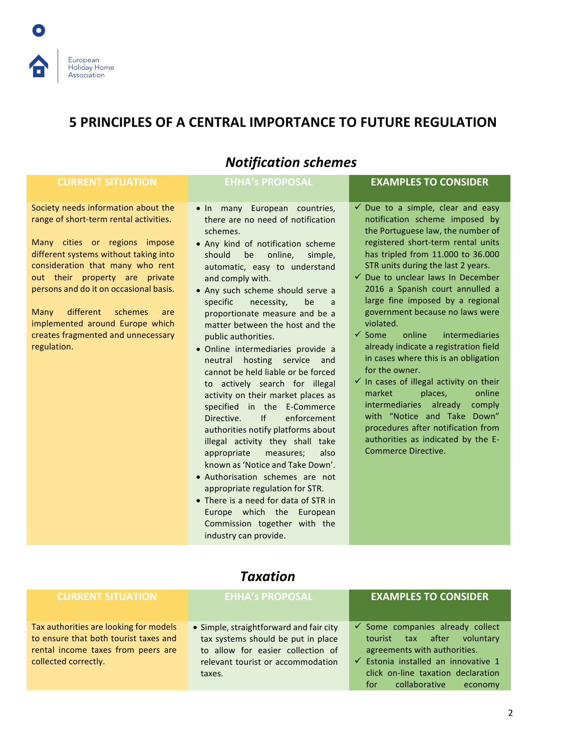# 5 PRINCIPLES OF A CENTRAL IMPORTANCE TO FUTURE REGULATION

## *Notification schemes*

| CURRENT SITUATION | EHHA's PROPOSAL | EXAMPLES TO CONSIDER |
|---|---|---|
| Society needs information about the range of short-term rental activities.<br><br>Many cities or regions impose different systems without taking into consideration that many who rent out their property are private persons and do it on occasional basis.<br><br>Many different schemes are implemented around Europe which creates fragmented and unnecessary regulation. | • In many European countries, there are no need of notification schemes.<br>• Any kind of notification scheme should be online, simple, automatic, easy to understand and comply with.<br>• Any such scheme should serve a specific necessity, be a proportionate measure and be a matter between the host and the public authorities.<br>• Online intermediaries provide a neutral hosting service and cannot be held liable or be forced to actively search for illegal activity on their market places as specified in the E-Commerce Directive. If enforcement authorities notify platforms about illegal activity they shall take appropriate measures; also known as 'Notice and Take Down'.<br>• Authorisation schemes are not appropriate regulation for STR.<br>• There is a need for data of STR in Europe which the European Commission together with the industry can provide. | ✓ Due to a simple, clear and easy notification scheme imposed by the Portuguese law, the number of registered short-term rental units has tripled from 11.000 to 36.000 STR units during the last 2 years.<br>✓ Due to unclear laws In December 2016 a Spanish court annulled a large fine imposed by a regional government because no laws were violated.<br>✓ Some online intermediaries already indicate a registration field in cases where this is an obligation for the owner.<br>✓ In cases of illegal activity on their market places, online intermediaries already comply with "Notice and Take Down" procedures after notification from authorities as indicated by the E-Commerce Directive. |

## *Taxation*

| CURRENT SITUATION | EHHA's PROPOSAL | EXAMPLES TO CONSIDER |
|---|---|---|
| Tax authorities are looking for models to ensure that both tourist taxes and rental income taxes from peers are collected correctly. | • Simple, straightforward and fair city tax systems should be put in place to allow for easier collection of relevant tourist or accommodation taxes. | ✓ Some companies already collect tourist tax after voluntary agreements with authorities.<br>✓ Estonia installed an innovative 1 click on-line taxation declaration for collaborative economy |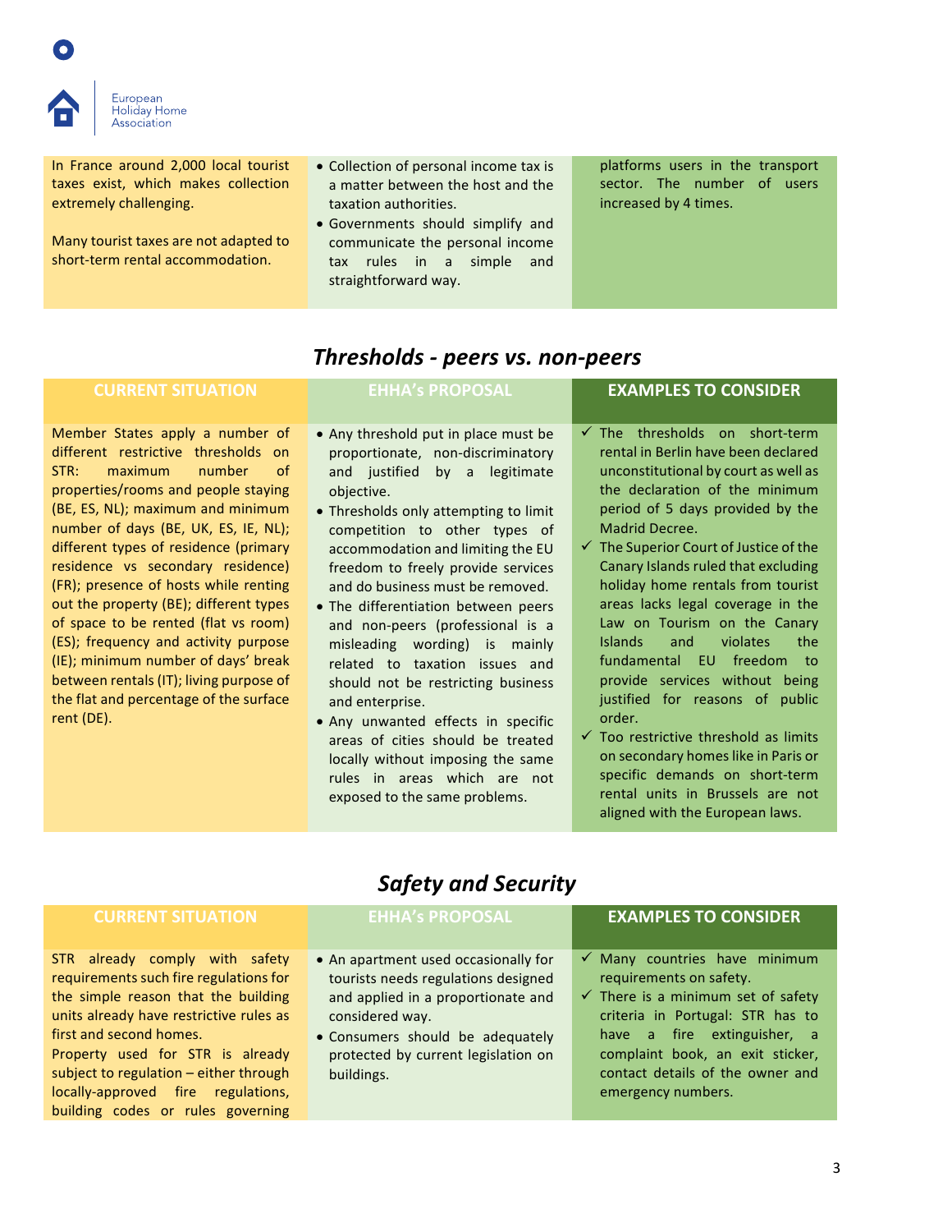| | | |
|---|---|---|
| In France around 2,000 local tourist taxes exist, which makes collection extremely challenging.<br><br>Many tourist taxes are not adapted to short-term rental accommodation. | • Collection of personal income tax is a matter between the host and the taxation authorities.<br>• Governments should simplify and communicate the personal income tax rules in a simple and straightforward way. | platforms users in the transport sector. The number of users increased by 4 times. |

## *Thresholds - peers vs. non-peers*

| CURRENT SITUATION | EHHA's PROPOSAL | EXAMPLES TO CONSIDER |
|---|---|---|
| Member States apply a number of different restrictive thresholds on STR: maximum number of properties/rooms and people staying (BE, ES, NL); maximum and minimum number of days (BE, UK, ES, IE, NL); different types of residence (primary residence vs secondary residence) (FR); presence of hosts while renting out the property (BE); different types of space to be rented (flat vs room) (ES); frequency and activity purpose (IE); minimum number of days' break between rentals (IT); living purpose of the flat and percentage of the surface rent (DE). | • Any threshold put in place must be proportionate, non-discriminatory and justified by a legitimate objective.<br>• Thresholds only attempting to limit competition to other types of accommodation and limiting the EU freedom to freely provide services and do business must be removed.<br>• The differentiation between peers and non-peers (professional is a misleading wording) is mainly related to taxation issues and should not be restricting business and enterprise.<br>• Any unwanted effects in specific areas of cities should be treated locally without imposing the same rules in areas which are not exposed to the same problems. | ✓ The thresholds on short-term rental in Berlin have been declared unconstitutional by court as well as the declaration of the minimum period of 5 days provided by the Madrid Decree.<br>✓ The Superior Court of Justice of the Canary Islands ruled that excluding holiday home rentals from tourist areas lacks legal coverage in the Law on Tourism on the Canary Islands and violates the fundamental EU freedom to provide services without being justified for reasons of public order.<br>✓ Too restrictive threshold as limits on secondary homes like in Paris or specific demands on short-term rental units in Brussels are not aligned with the European laws. |

## *Safety and Security*

| CURRENT SITUATION | EHHA's PROPOSAL | EXAMPLES TO CONSIDER |
|---|---|---|
| STR already comply with safety requirements such fire regulations for the simple reason that the building units already have restrictive rules as first and second homes.<br>Property used for STR is already subject to regulation – either through locally-approved fire regulations, building codes or rules governing | • An apartment used occasionally for tourists needs regulations designed and applied in a proportionate and considered way.<br>• Consumers should be adequately protected by current legislation on buildings. | ✓ Many countries have minimum requirements on safety.<br>✓ There is a minimum set of safety criteria in Portugal: STR has to have a fire extinguisher, a complaint book, an exit sticker, contact details of the owner and emergency numbers. |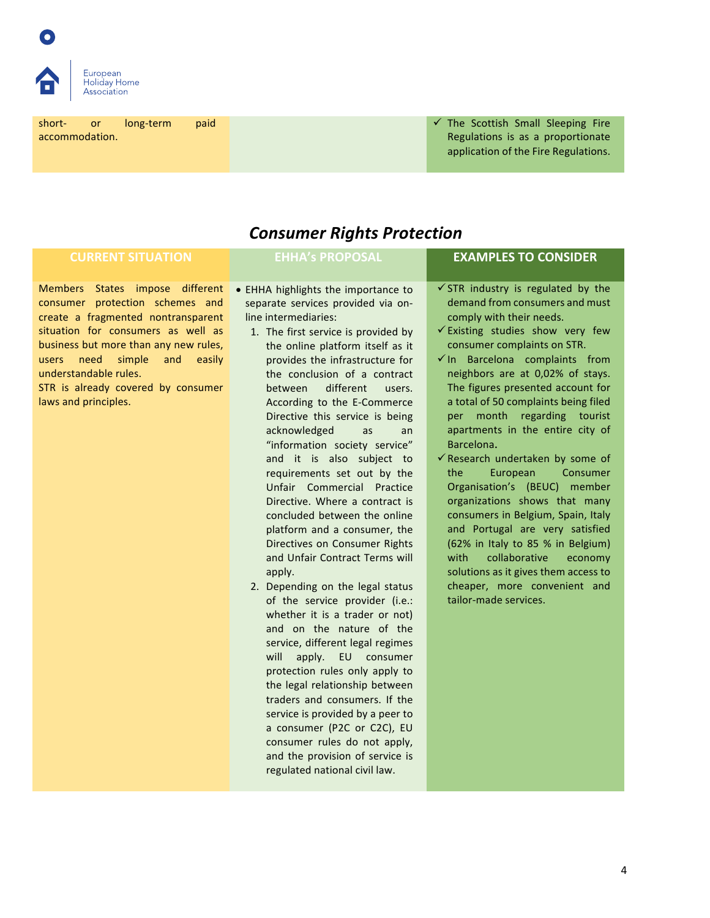| | | |
|---|---|---|
| short- or long-term paid accommodation. | | ✓ The Scottish Small Sleeping Fire Regulations is as a proportionate application of the Fire Regulations. |

## *Consumer Rights Protection*

| CURRENT SITUATION | EHHA's PROPOSAL | EXAMPLES TO CONSIDER |
|---|---|---|
| Members States impose different consumer protection schemes and create a fragmented nontransparent situation for consumers as well as business but more than any new rules, users need simple and easily understandable rules.<br>STR is already covered by consumer laws and principles. | • EHHA highlights the importance to separate services provided via on-line intermediaries:<br>1. The first service is provided by the online platform itself as it provides the infrastructure for the conclusion of a contract between different users. According to the E-Commerce Directive this service is being acknowledged as an "information society service" and it is also subject to requirements set out by the Unfair Commercial Practice Directive. Where a contract is concluded between the online platform and a consumer, the Directives on Consumer Rights and Unfair Contract Terms will apply.<br>2. Depending on the legal status of the service provider (i.e.: whether it is a trader or not) and on the nature of the service, different legal regimes will apply. EU consumer protection rules only apply to the legal relationship between traders and consumers. If the service is provided by a peer to a consumer (P2C or C2C), EU consumer rules do not apply, and the provision of service is regulated national civil law. | ✓ STR industry is regulated by the demand from consumers and must comply with their needs.<br>✓ Existing studies show very few consumer complaints on STR.<br>✓ In Barcelona complaints from neighbors are at 0,02% of stays. The figures presented account for a total of 50 complaints being filed per month regarding tourist apartments in the entire city of Barcelona.<br>✓ Research undertaken by some of the European Consumer Organisation's (BEUC) member organizations shows that many consumers in Belgium, Spain, Italy and Portugal are very satisfied (62% in Italy to 85 % in Belgium) with collaborative economy solutions as it gives them access to cheaper, more convenient and tailor-made services. |